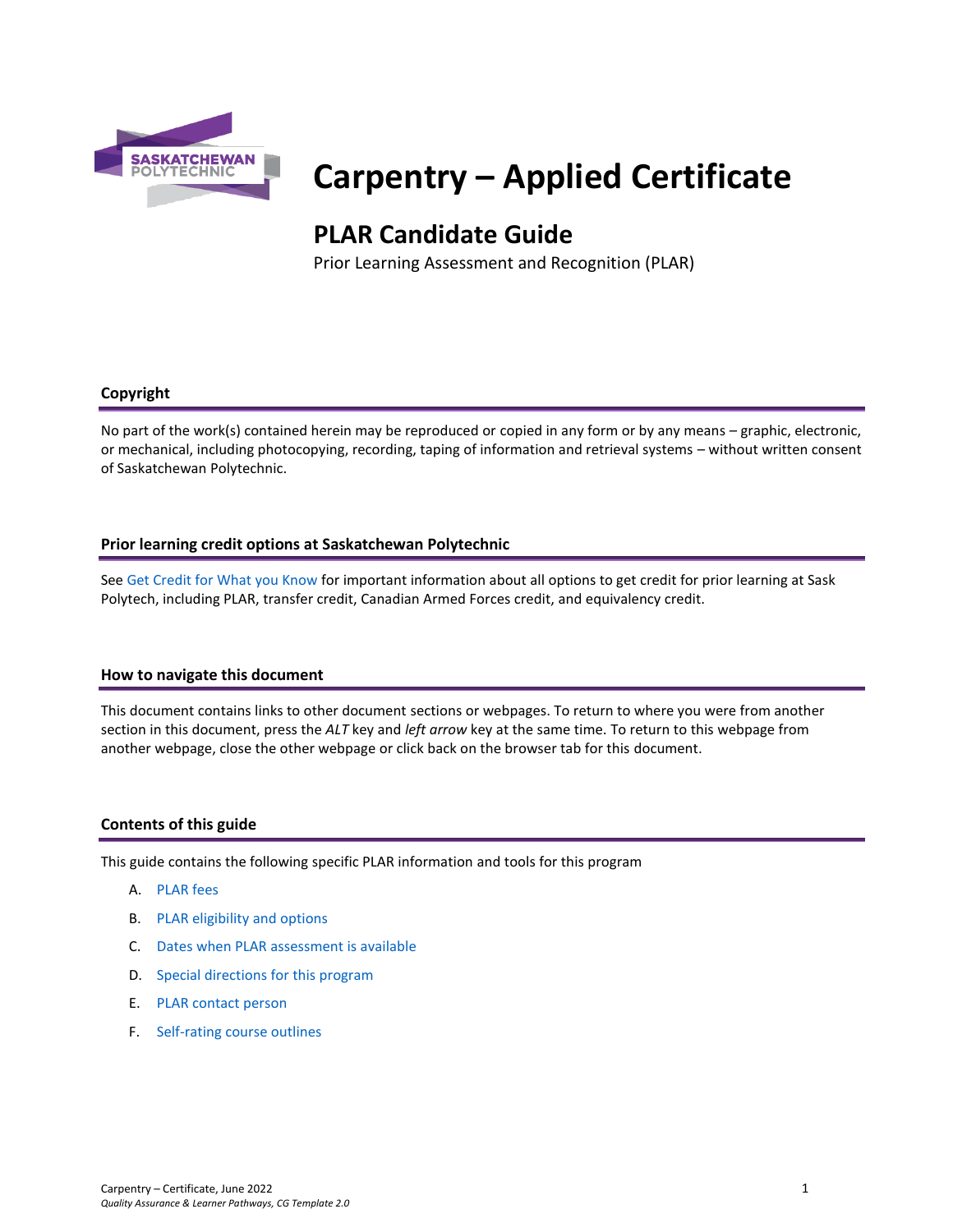# Carpentry – Applied Certificate

## PLAR Candidate Guide

Prior Learning Assessment and Recognition (PLAR)

### Copyright

No part of the work(s) contained herein may be reproduced or copied in any form or by any means – graphic, electronic, or mechanical, including photocopying, recording, taping of information and retrieval systems – without written consent of Saskatchewan Polytechnic.

### Prior learning credit options at Saskatchewan Polytechnic

See Get Credit for What you Know for important information about all options to get credit for prior learning at Sask Polytech, including PLAR, transfer credit, Canadian Armed Forces credit, and equivalency credit.

### How to navigate this document

This document contains links to other document sections or webpages. To return to where you were from another section in this document, press the *ALT* key and *left arrow* key at the same time. To return to this webpage from another webpage, close the other webpage or click back on the browser tab for this document.

### Contents of this guide

This guide contains the following specific PLAR information and tools for this program

A. PLAR fees
B. PLAR eligibility and options
C. Dates when PLAR assessment is available
D. Special directions for this program
E. PLAR contact person
F. Self-rating course outlines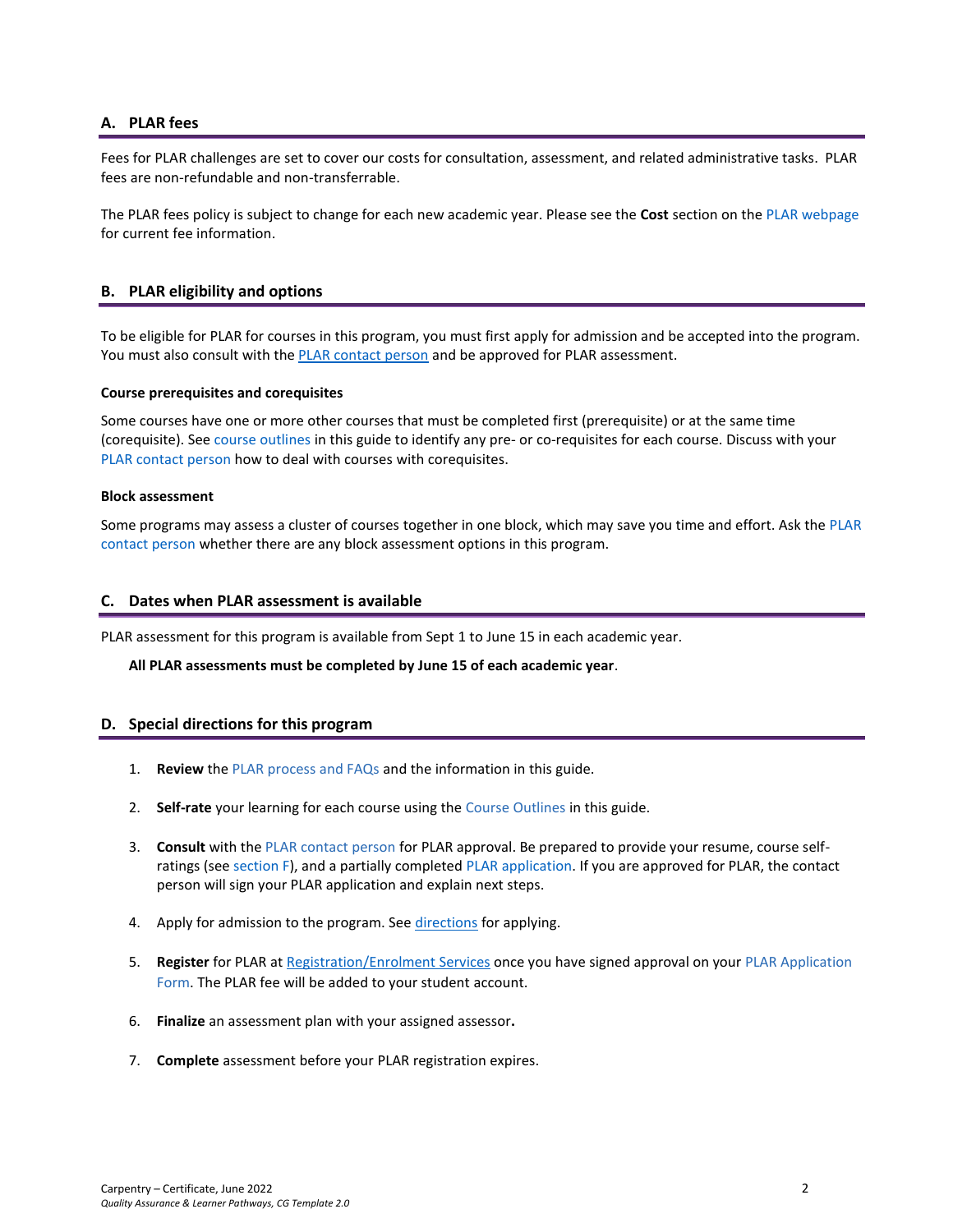## A. PLAR fees

Fees for PLAR challenges are set to cover our costs for consultation, assessment, and related administrative tasks. PLAR fees are non-refundable and non-transferrable.

The PLAR fees policy is subject to change for each new academic year. Please see the **Cost** section on the PLAR webpage for current fee information.

## B. PLAR eligibility and options

To be eligible for PLAR for courses in this program, you must first apply for admission and be accepted into the program. You must also consult with the PLAR contact person and be approved for PLAR assessment.

#### Course prerequisites and corequisites

Some courses have one or more other courses that must be completed first (prerequisite) or at the same time (corequisite). See course outlines in this guide to identify any pre- or co-requisites for each course. Discuss with your PLAR contact person how to deal with courses with corequisites.

#### Block assessment

Some programs may assess a cluster of courses together in one block, which may save you time and effort. Ask the PLAR contact person whether there are any block assessment options in this program.

## C. Dates when PLAR assessment is available

PLAR assessment for this program is available from Sept 1 to June 15 in each academic year.

**All PLAR assessments must be completed by June 15 of each academic year**.

## D. Special directions for this program

1. **Review** the PLAR process and FAQs and the information in this guide.
2. **Self-rate** your learning for each course using the Course Outlines in this guide.
3. **Consult** with the PLAR contact person for PLAR approval. Be prepared to provide your resume, course self-ratings (see section F), and a partially completed PLAR application. If you are approved for PLAR, the contact person will sign your PLAR application and explain next steps.
4. Apply for admission to the program. See directions for applying.
5. **Register** for PLAR at Registration/Enrolment Services once you have signed approval on your PLAR Application Form. The PLAR fee will be added to your student account.
6. **Finalize** an assessment plan with your assigned assessor**.**
7. **Complete** assessment before your PLAR registration expires.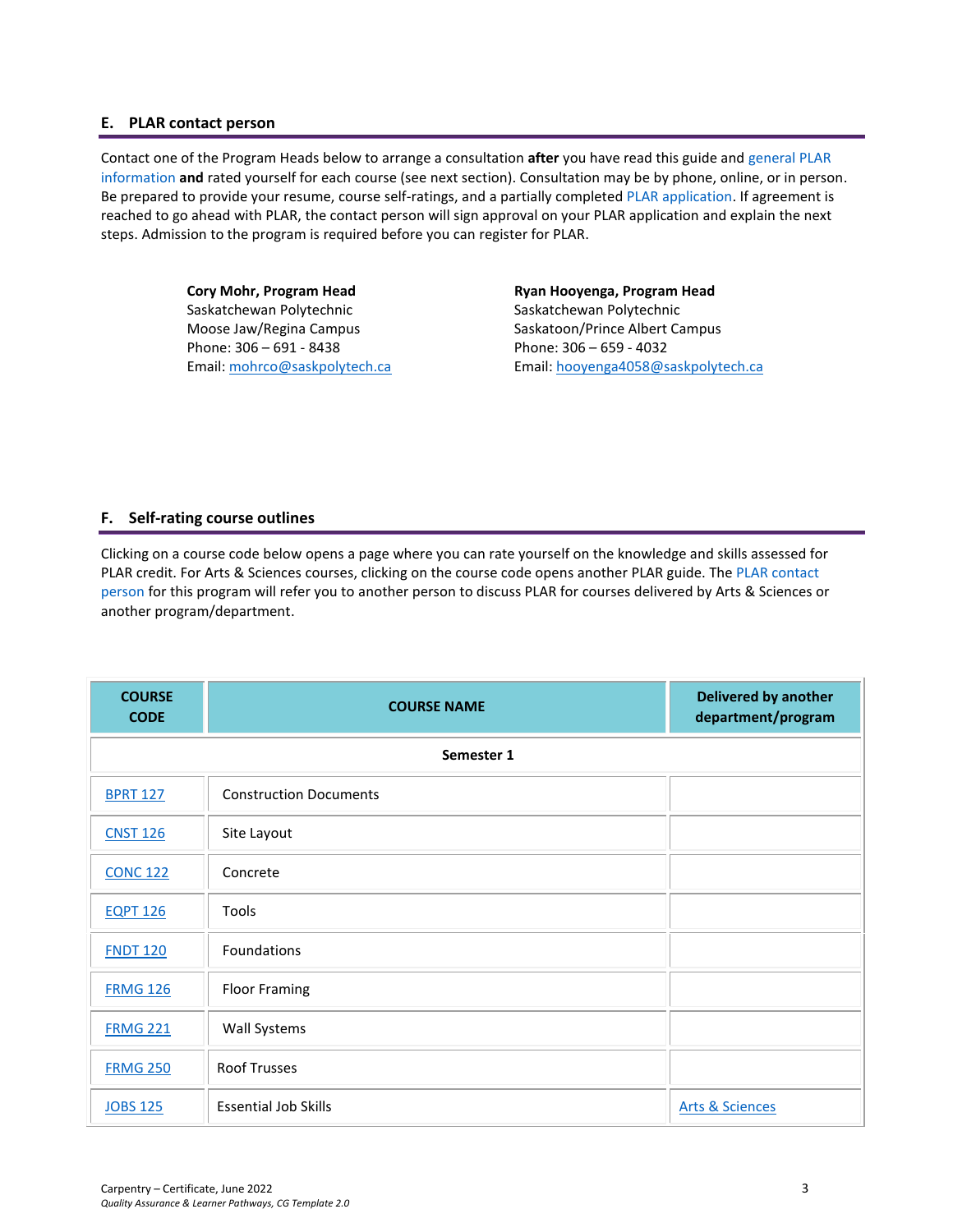## E. PLAR contact person

Contact one of the Program Heads below to arrange a consultation **after** you have read this guide and general PLAR information **and** rated yourself for each course (see next section). Consultation may be by phone, online, or in person. Be prepared to provide your resume, course self-ratings, and a partially completed PLAR application. If agreement is reached to go ahead with PLAR, the contact person will sign approval on your PLAR application and explain the next steps. Admission to the program is required before you can register for PLAR.

**Cory Mohr, Program Head**
Saskatchewan Polytechnic
Moose Jaw/Regina Campus
Phone: 306 – 691 - 8438
Email: mohrco@saskpolytech.ca

**Ryan Hooyenga, Program Head**
Saskatchewan Polytechnic
Saskatoon/Prince Albert Campus
Phone: 306 – 659 - 4032
Email: hooyenga4058@saskpolytech.ca

## F. Self-rating course outlines

Clicking on a course code below opens a page where you can rate yourself on the knowledge and skills assessed for PLAR credit. For Arts & Sciences courses, clicking on the course code opens another PLAR guide. The PLAR contact person for this program will refer you to another person to discuss PLAR for courses delivered by Arts & Sciences or another program/department.

| COURSE CODE | COURSE NAME | Delivered by another department/program |
|---|---|---|
| | **Semester 1** | |
| BPRT 127 | Construction Documents | |
| CNST 126 | Site Layout | |
| CONC 122 | Concrete | |
| EQPT 126 | Tools | |
| FNDT 120 | Foundations | |
| FRMG 126 | Floor Framing | |
| FRMG 221 | Wall Systems | |
| FRMG 250 | Roof Trusses | |
| JOBS 125 | Essential Job Skills | Arts & Sciences |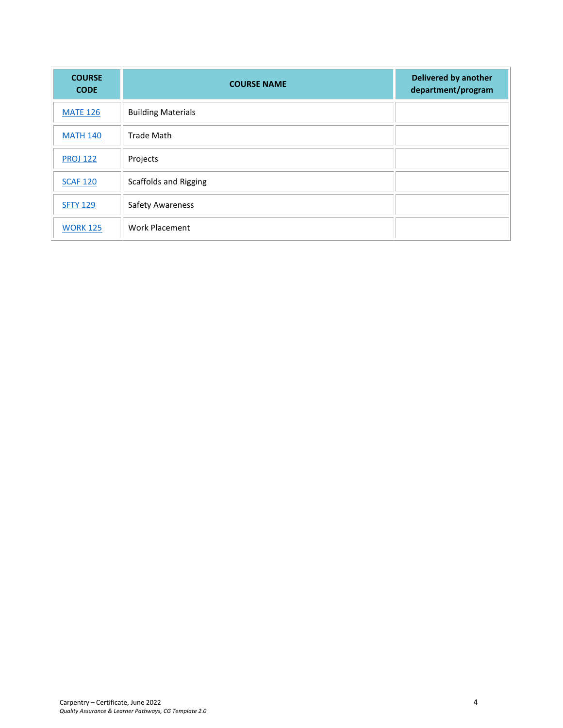| COURSE CODE | COURSE NAME | Delivered by another department/program |
|---|---|---|
| MATE 126 | Building Materials | |
| MATH 140 | Trade Math | |
| PROJ 122 | Projects | |
| SCAF 120 | Scaffolds and Rigging | |
| SFTY 129 | Safety Awareness | |
| WORK 125 | Work Placement | |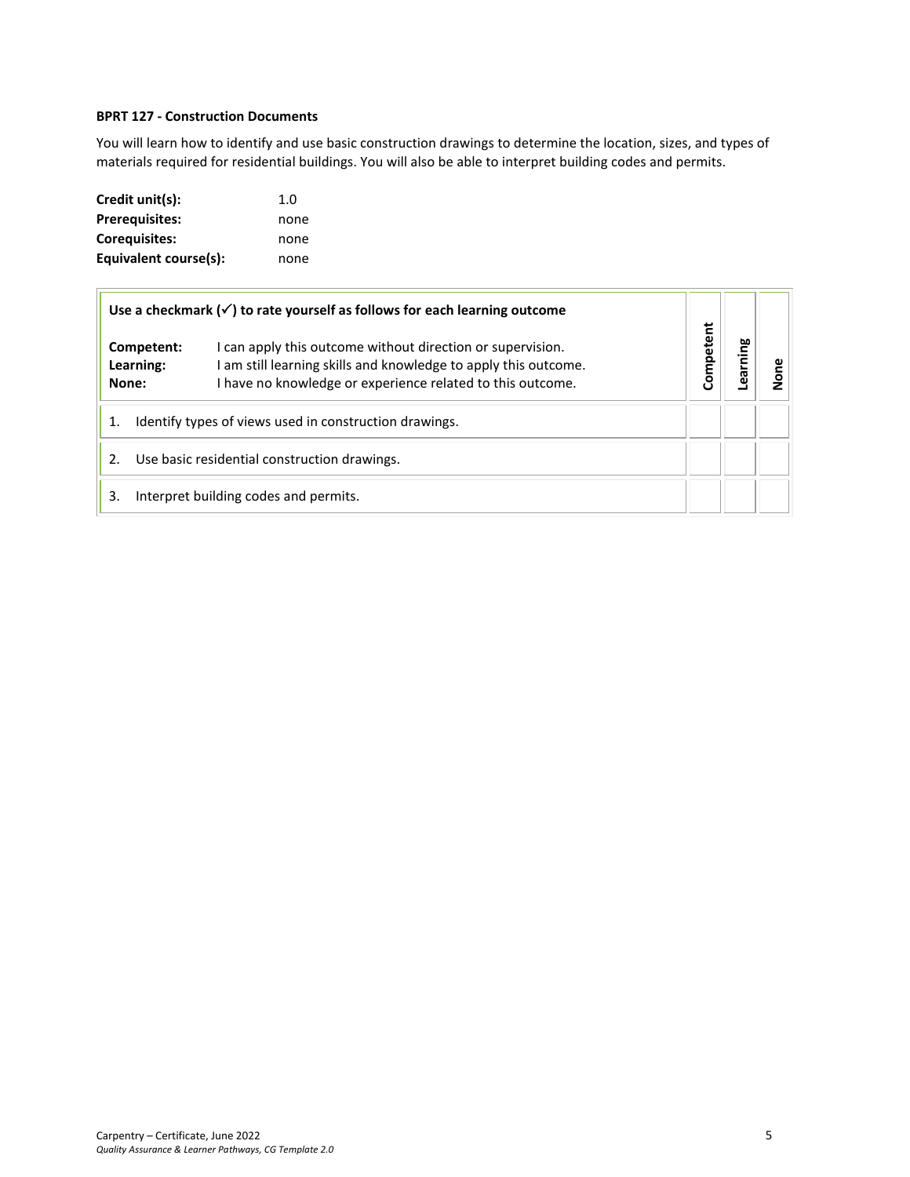**BPRT 127 - Construction Documents**

You will learn how to identify and use basic construction drawings to determine the location, sizes, and types of materials required for residential buildings. You will also be able to interpret building codes and permits.

**Credit unit(s):** 1.0
**Prerequisites:** none
**Corequisites:** none
**Equivalent course(s):** none

| **Use a checkmark (✓) to rate yourself as follows for each learning outcome**<br><br>**Competent:** I can apply this outcome without direction or supervision.<br>**Learning:** I am still learning skills and knowledge to apply this outcome.<br>**None:** I have no knowledge or experience related to this outcome. | **Competent** | **Learning** | **None** |
|---|---|---|---|
| 1. Identify types of views used in construction drawings. | | | |
| 2. Use basic residential construction drawings. | | | |
| 3. Interpret building codes and permits. | | | |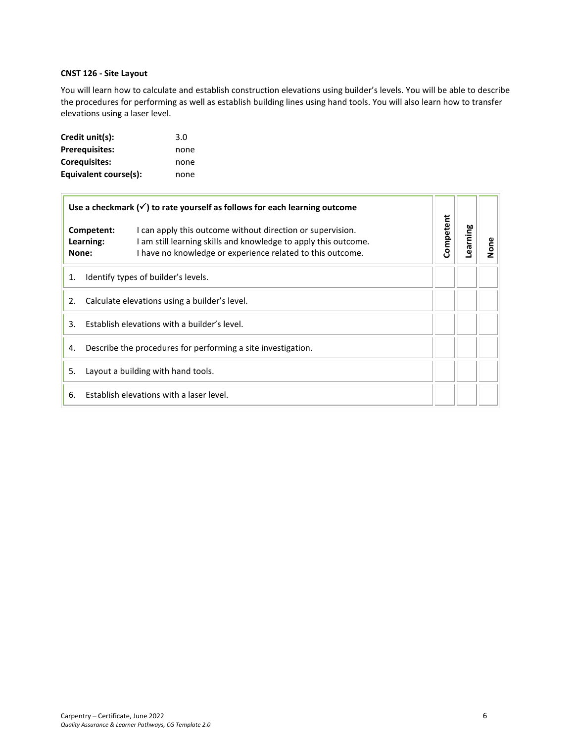**CNST 126 - Site Layout**

You will learn how to calculate and establish construction elevations using builder's levels. You will be able to describe the procedures for performing as well as establish building lines using hand tools. You will also learn how to transfer elevations using a laser level.

**Credit unit(s):** 3.0
**Prerequisites:** none
**Corequisites:** none
**Equivalent course(s):** none

| **Use a checkmark (✓) to rate yourself as follows for each learning outcome**<br><br>**Competent:** I can apply this outcome without direction or supervision.<br>**Learning:** I am still learning skills and knowledge to apply this outcome.<br>**None:** I have no knowledge or experience related to this outcome. | Competent | Learning | None |
|---|---|---|---|
| 1. Identify types of builder's levels. | | | |
| 2. Calculate elevations using a builder's level. | | | |
| 3. Establish elevations with a builder's level. | | | |
| 4. Describe the procedures for performing a site investigation. | | | |
| 5. Layout a building with hand tools. | | | |
| 6. Establish elevations with a laser level. | | | |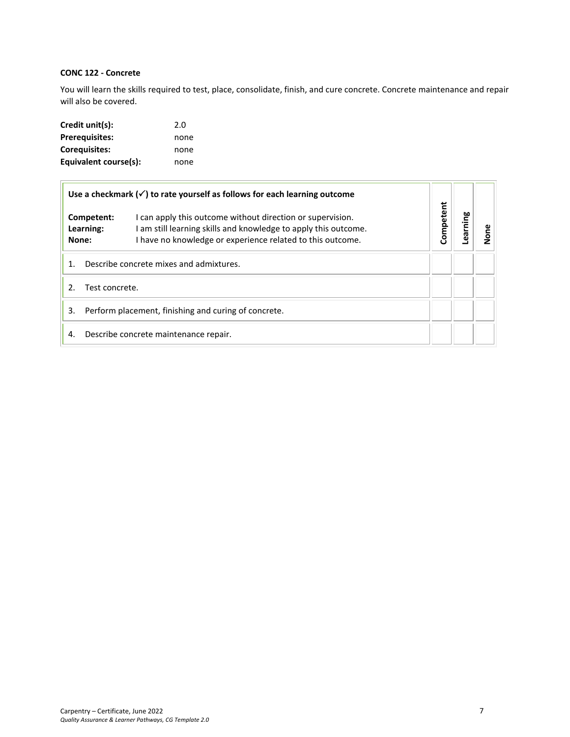**CONC 122 - Concrete**

You will learn the skills required to test, place, consolidate, finish, and cure concrete. Concrete maintenance and repair will also be covered.

**Credit unit(s):** 2.0
**Prerequisites:** none
**Corequisites:** none
**Equivalent course(s):** none

| Use a checkmark (✓) to rate yourself as follows for each learning outcome<br><br>**Competent:** I can apply this outcome without direction or supervision.<br>**Learning:** I am still learning skills and knowledge to apply this outcome.<br>**None:** I have no knowledge or experience related to this outcome. | Competent | Learning | None |
|---|---|---|---|
| 1. Describe concrete mixes and admixtures. | | | |
| 2. Test concrete. | | | |
| 3. Perform placement, finishing and curing of concrete. | | | |
| 4. Describe concrete maintenance repair. | | | |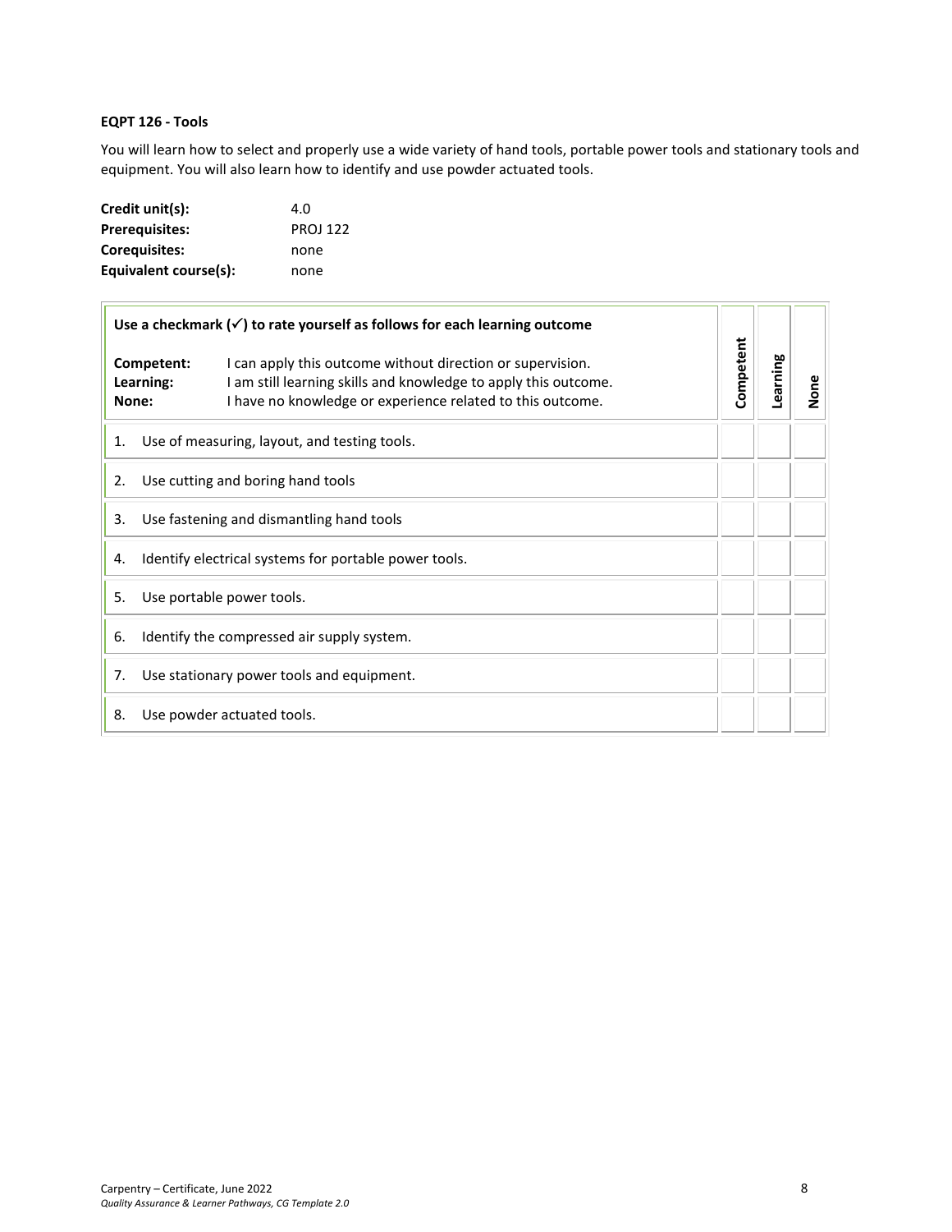**EQPT 126 - Tools**

You will learn how to select and properly use a wide variety of hand tools, portable power tools and stationary tools and equipment. You will also learn how to identify and use powder actuated tools.

**Credit unit(s):** 4.0
**Prerequisites:** PROJ 122
**Corequisites:** none
**Equivalent course(s):** none

| **Use a checkmark (✓) to rate yourself as follows for each learning outcome**<br>**Competent:** I can apply this outcome without direction or supervision.<br>**Learning:** I am still learning skills and knowledge to apply this outcome.<br>**None:** I have no knowledge or experience related to this outcome. | **Competent** | **Learning** | **None** |
|---|---|---|---|
| 1. Use of measuring, layout, and testing tools. | | | |
| 2. Use cutting and boring hand tools | | | |
| 3. Use fastening and dismantling hand tools | | | |
| 4. Identify electrical systems for portable power tools. | | | |
| 5. Use portable power tools. | | | |
| 6. Identify the compressed air supply system. | | | |
| 7. Use stationary power tools and equipment. | | | |
| 8. Use powder actuated tools. | | | |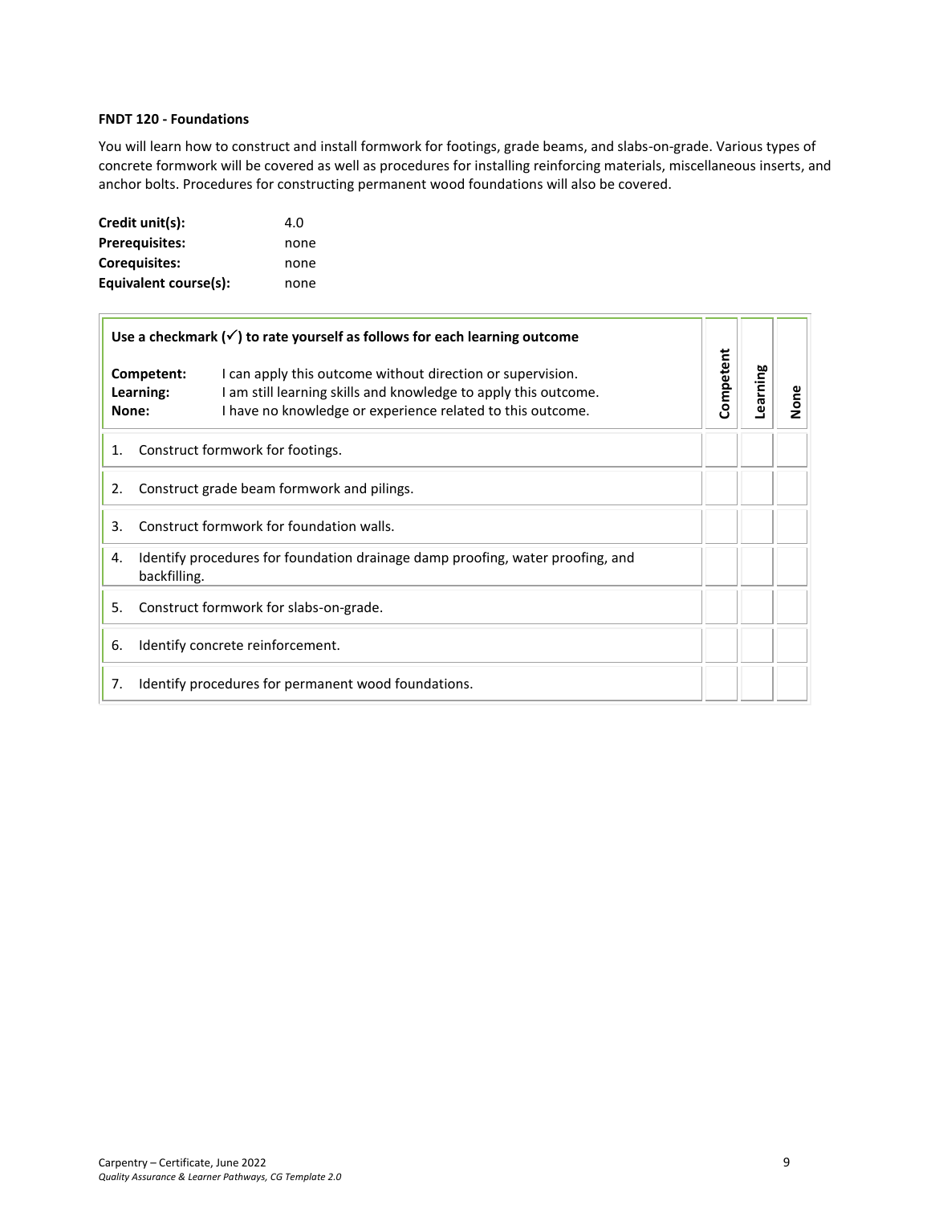**FNDT 120 - Foundations**

You will learn how to construct and install formwork for footings, grade beams, and slabs-on-grade. Various types of concrete formwork will be covered as well as procedures for installing reinforcing materials, miscellaneous inserts, and anchor bolts. Procedures for constructing permanent wood foundations will also be covered.

**Credit unit(s):** 4.0
**Prerequisites:** none
**Corequisites:** none
**Equivalent course(s):** none

| **Use a checkmark (✓) to rate yourself as follows for each learning outcome**<br><br>**Competent:** I can apply this outcome without direction or supervision.<br>**Learning:** I am still learning skills and knowledge to apply this outcome.<br>**None:** I have no knowledge or experience related to this outcome. | **Competent** | **Learning** | **None** |
|---|---|---|---|
| 1. Construct formwork for footings. | | | |
| 2. Construct grade beam formwork and pilings. | | | |
| 3. Construct formwork for foundation walls. | | | |
| 4. Identify procedures for foundation drainage damp proofing, water proofing, and backfilling. | | | |
| 5. Construct formwork for slabs-on-grade. | | | |
| 6. Identify concrete reinforcement. | | | |
| 7. Identify procedures for permanent wood foundations. | | | |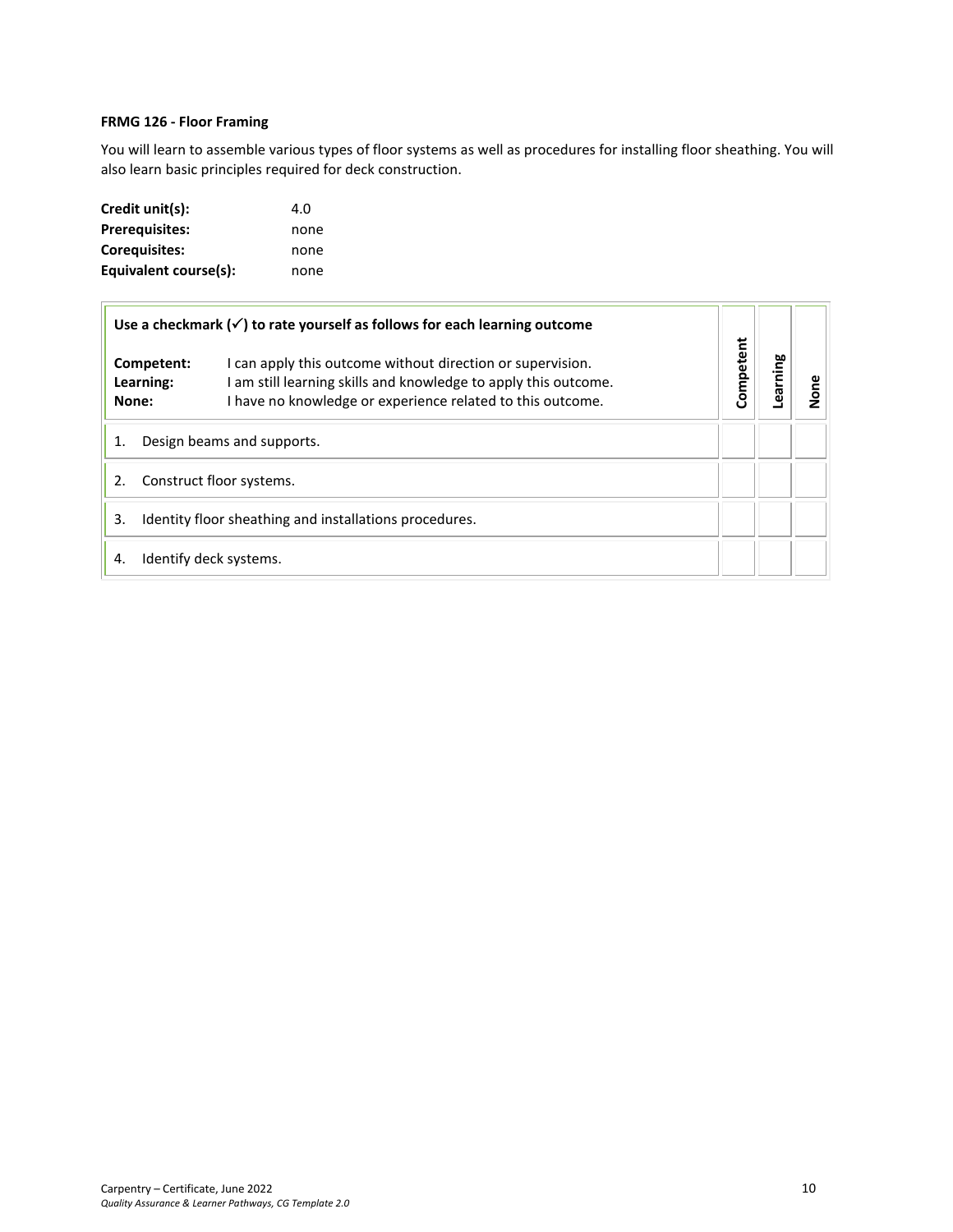**FRMG 126 - Floor Framing**

You will learn to assemble various types of floor systems as well as procedures for installing floor sheathing. You will also learn basic principles required for deck construction.

**Credit unit(s):** 4.0
**Prerequisites:** none
**Corequisites:** none
**Equivalent course(s):** none

| **Use a checkmark (✓) to rate yourself as follows for each learning outcome**<br><br>**Competent:** I can apply this outcome without direction or supervision.<br>**Learning:** I am still learning skills and knowledge to apply this outcome.<br>**None:** I have no knowledge or experience related to this outcome. | **Competent** | **Learning** | **None** |
|---|---|---|---|
| 1. Design beams and supports. | | | |
| 2. Construct floor systems. | | | |
| 3. Identity floor sheathing and installations procedures. | | | |
| 4. Identify deck systems. | | | |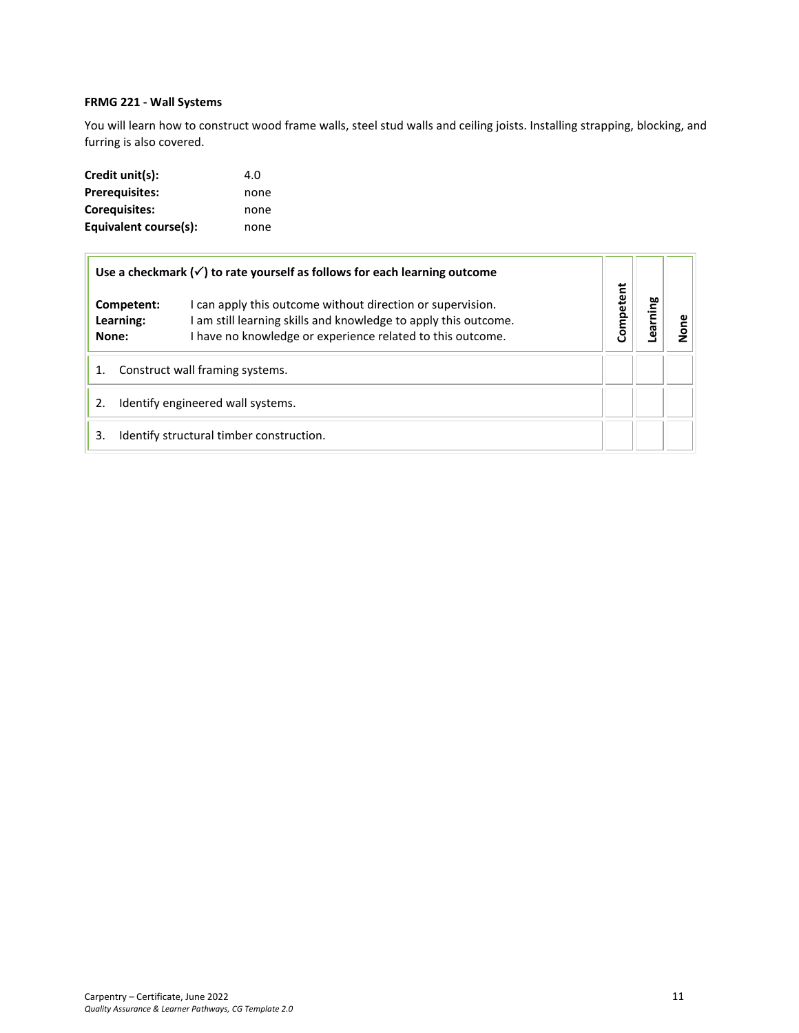### FRMG 221 - Wall Systems

You will learn how to construct wood frame walls, steel stud walls and ceiling joists. Installing strapping, blocking, and furring is also covered.

**Credit unit(s):** 4.0
**Prerequisites:** none
**Corequisites:** none
**Equivalent course(s):** none

| **Use a checkmark (✓) to rate yourself as follows for each learning outcome**<br><br>**Competent:** I can apply this outcome without direction or supervision.<br>**Learning:** I am still learning skills and knowledge to apply this outcome.<br>**None:** I have no knowledge or experience related to this outcome. | **Competent** | **Learning** | **None** |
|---|---|---|---|
| 1. Construct wall framing systems. | | | |
| 2. Identify engineered wall systems. | | | |
| 3. Identify structural timber construction. | | | |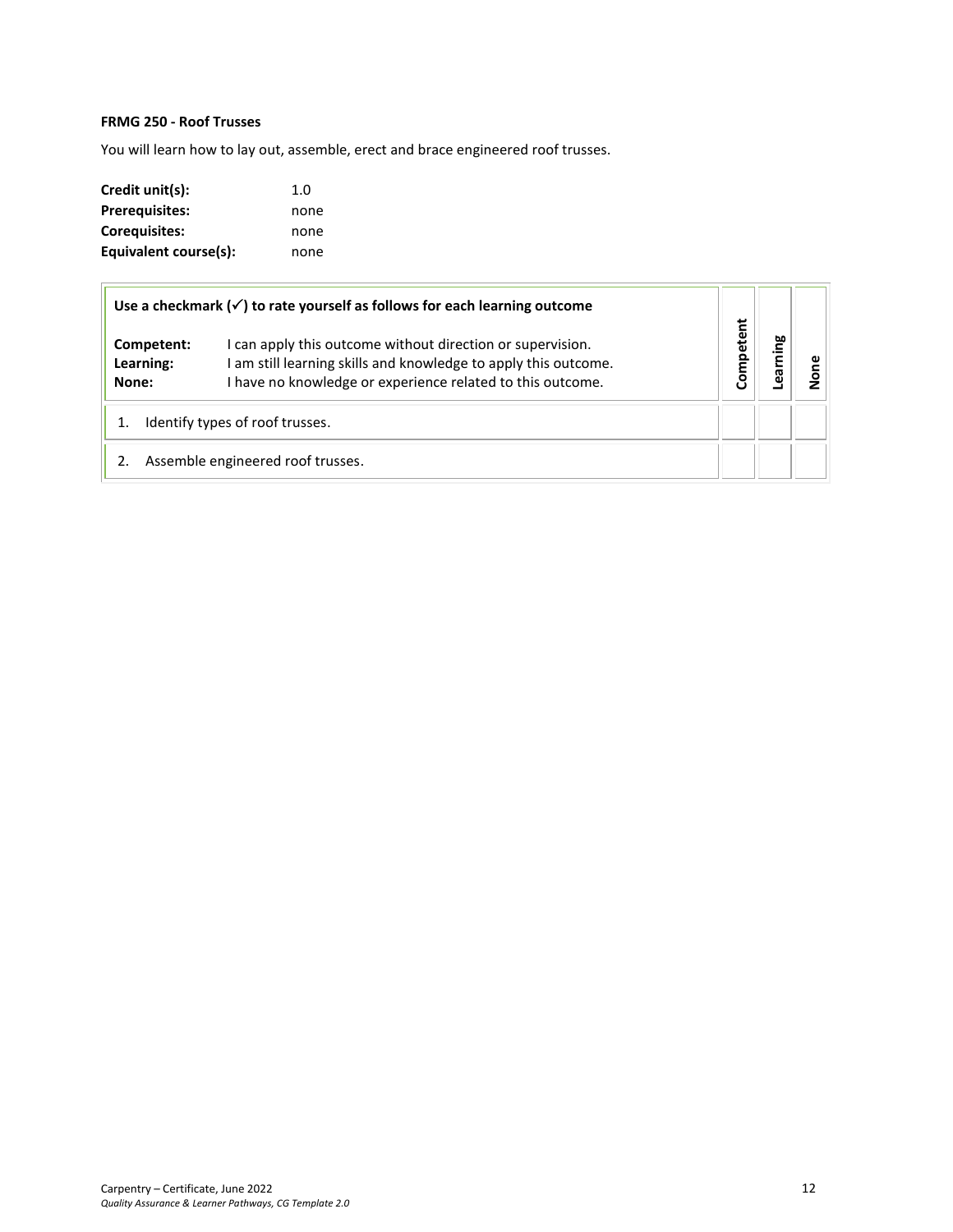### FRMG 250 - Roof Trusses

You will learn how to lay out, assemble, erect and brace engineered roof trusses.

**Credit unit(s):** 1.0
**Prerequisites:** none
**Corequisites:** none
**Equivalent course(s):** none

| **Use a checkmark (✓) to rate yourself as follows for each learning outcome**<br><br>**Competent:** I can apply this outcome without direction or supervision.<br>**Learning:** I am still learning skills and knowledge to apply this outcome.<br>**None:** I have no knowledge or experience related to this outcome. | **Competent** | **Learning** | **None** |
|---|---|---|---|
| 1. Identify types of roof trusses. | | | |
| 2. Assemble engineered roof trusses. | | | |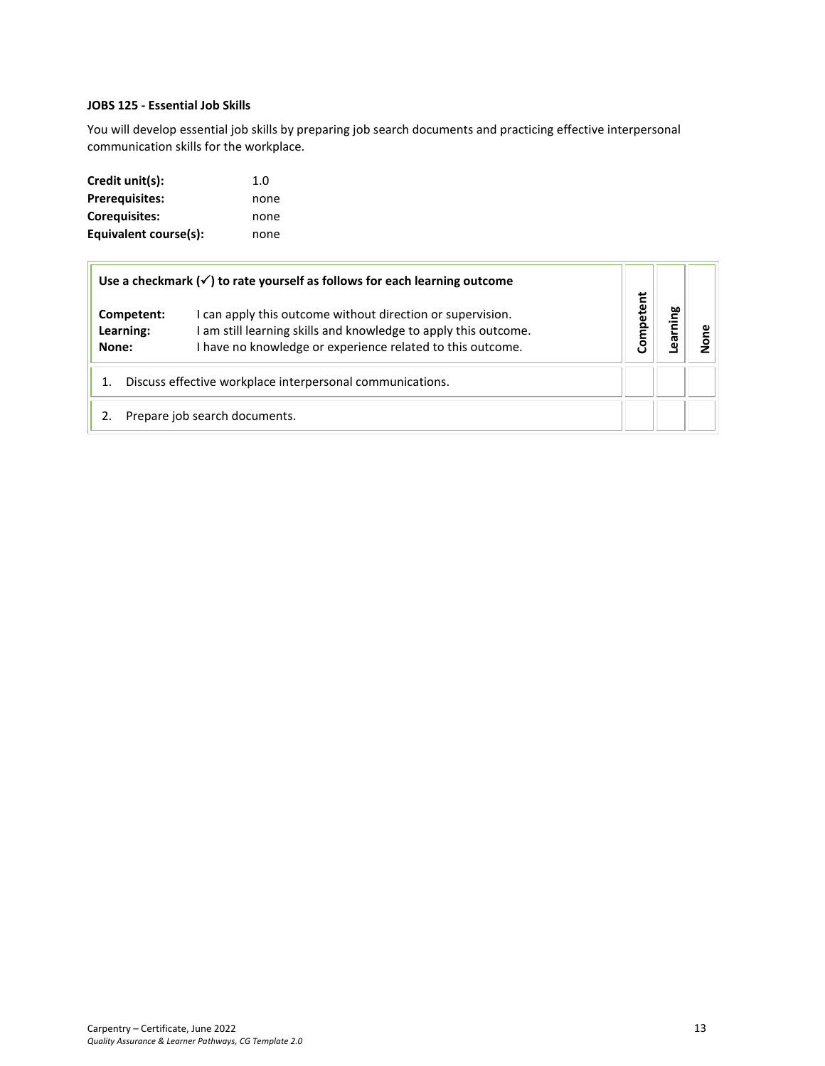### JOBS 125 - Essential Job Skills

You will develop essential job skills by preparing job search documents and practicing effective interpersonal communication skills for the workplace.

| | |
|---|---|
| **Credit unit(s):** | 1.0 |
| **Prerequisites:** | none |
| **Corequisites:** | none |
| **Equivalent course(s):** | none |

| **Use a checkmark (✓) to rate yourself as follows for each learning outcome**<br><br>**Competent:** I can apply this outcome without direction or supervision.<br>**Learning:** I am still learning skills and knowledge to apply this outcome.<br>**None:** I have no knowledge or experience related to this outcome. | **Competent** | **Learning** | **None** |
|---|---|---|---|
| 1. Discuss effective workplace interpersonal communications. | | | |
| 2. Prepare job search documents. | | | |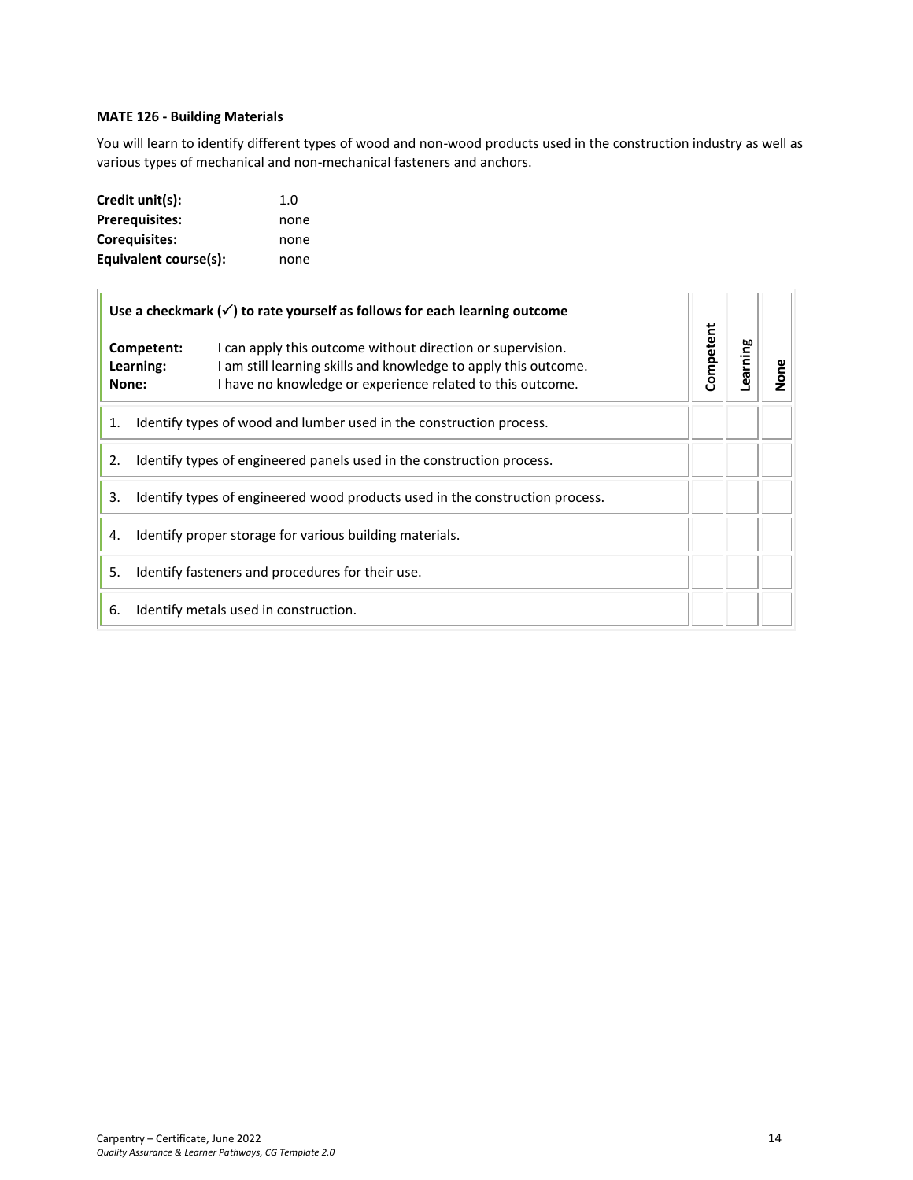**MATE 126 - Building Materials**

You will learn to identify different types of wood and non-wood products used in the construction industry as well as various types of mechanical and non-mechanical fasteners and anchors.

**Credit unit(s):** 1.0
**Prerequisites:** none
**Corequisites:** none
**Equivalent course(s):** none

| **Use a checkmark (✓) to rate yourself as follows for each learning outcome**<br><br>**Competent:** I can apply this outcome without direction or supervision.<br>**Learning:** I am still learning skills and knowledge to apply this outcome.<br>**None:** I have no knowledge or experience related to this outcome. | **Competent** | **Learning** | **None** |
|---|---|---|---|
| 1. Identify types of wood and lumber used in the construction process. | | | |
| 2. Identify types of engineered panels used in the construction process. | | | |
| 3. Identify types of engineered wood products used in the construction process. | | | |
| 4. Identify proper storage for various building materials. | | | |
| 5. Identify fasteners and procedures for their use. | | | |
| 6. Identify metals used in construction. | | | |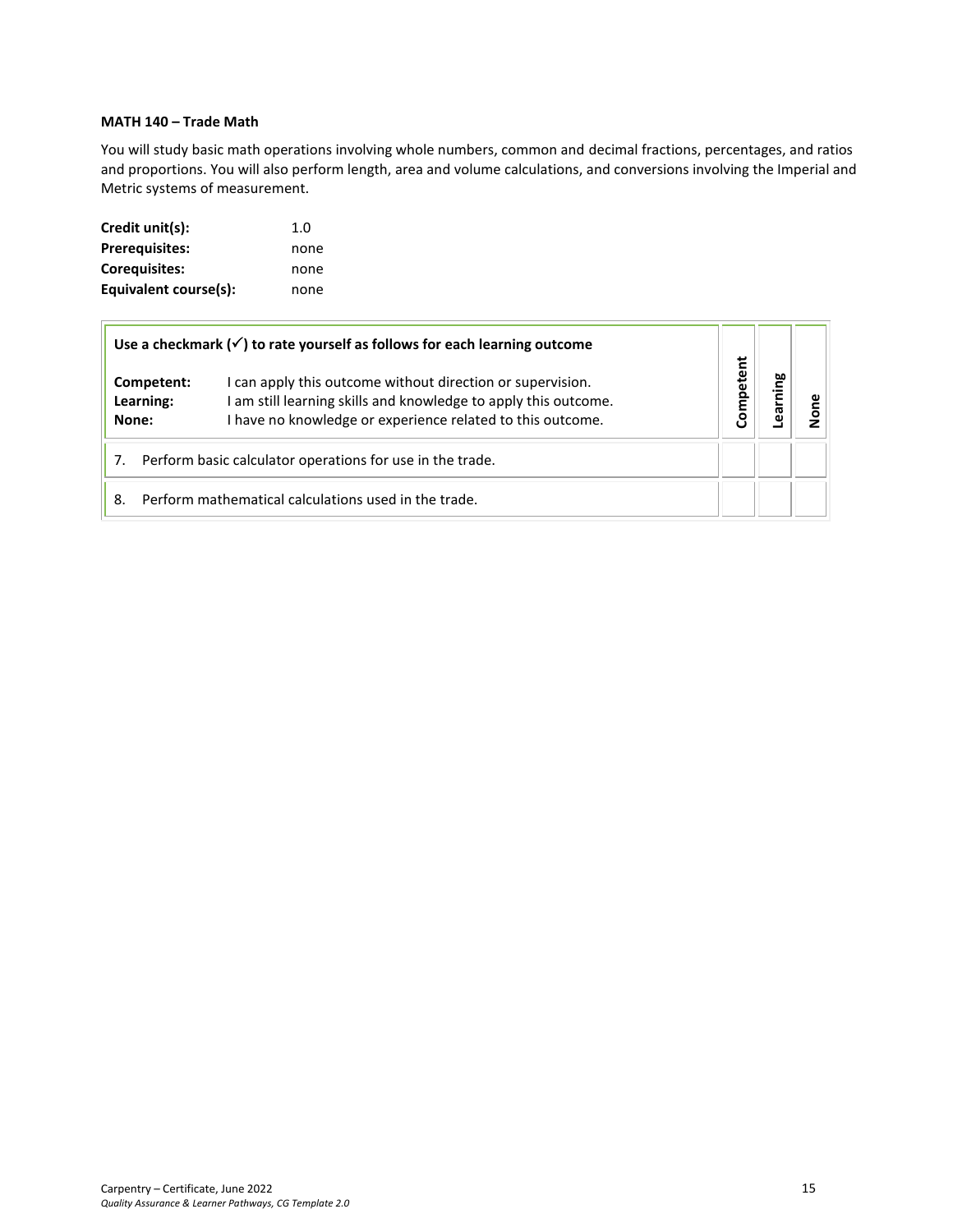**MATH 140 – Trade Math**

You will study basic math operations involving whole numbers, common and decimal fractions, percentages, and ratios and proportions. You will also perform length, area and volume calculations, and conversions involving the Imperial and Metric systems of measurement.

**Credit unit(s):** 1.0
**Prerequisites:** none
**Corequisites:** none
**Equivalent course(s):** none

| **Use a checkmark (✓) to rate yourself as follows for each learning outcome**<br><br>**Competent:** I can apply this outcome without direction or supervision.<br>**Learning:** I am still learning skills and knowledge to apply this outcome.<br>**None:** I have no knowledge or experience related to this outcome. | **Competent** | **Learning** | **None** |
|---|---|---|---|
| 7. Perform basic calculator operations for use in the trade. | | | |
| 8. Perform mathematical calculations used in the trade. | | | |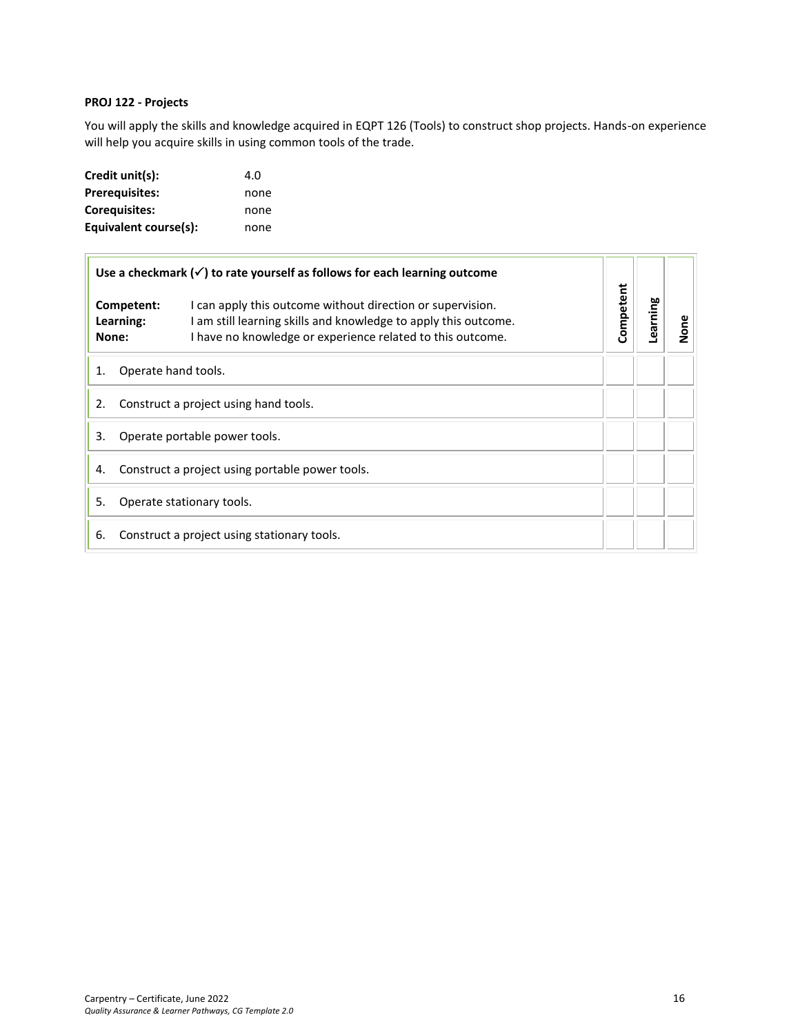**PROJ 122 - Projects**

You will apply the skills and knowledge acquired in EQPT 126 (Tools) to construct shop projects. Hands-on experience will help you acquire skills in using common tools of the trade.

| | |
|---|---|
| **Credit unit(s):** | 4.0 |
| **Prerequisites:** | none |
| **Corequisites:** | none |
| **Equivalent course(s):** | none |

| **Use a checkmark (✓) to rate yourself as follows for each learning outcome**<br><br>**Competent:** I can apply this outcome without direction or supervision.<br>**Learning:** I am still learning skills and knowledge to apply this outcome.<br>**None:** I have no knowledge or experience related to this outcome. | **Competent** | **Learning** | **None** |
|---|---|---|---|
| 1. Operate hand tools. | | | |
| 2. Construct a project using hand tools. | | | |
| 3. Operate portable power tools. | | | |
| 4. Construct a project using portable power tools. | | | |
| 5. Operate stationary tools. | | | |
| 6. Construct a project using stationary tools. | | | |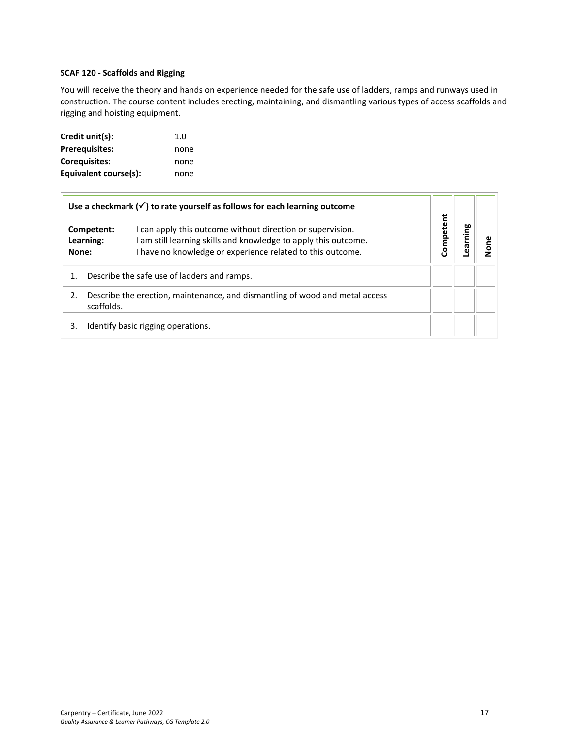**SCAF 120 - Scaffolds and Rigging**

You will receive the theory and hands on experience needed for the safe use of ladders, ramps and runways used in construction. The course content includes erecting, maintaining, and dismantling various types of access scaffolds and rigging and hoisting equipment.

| | |
|---|---|
| **Credit unit(s):** | 1.0 |
| **Prerequisites:** | none |
| **Corequisites:** | none |
| **Equivalent course(s):** | none |

| **Use a checkmark (✓) to rate yourself as follows for each learning outcome**<br><br>**Competent:** I can apply this outcome without direction or supervision.<br>**Learning:** I am still learning skills and knowledge to apply this outcome.<br>**None:** I have no knowledge or experience related to this outcome. | Competent | Learning | None |
|---|---|---|---|
| 1. Describe the safe use of ladders and ramps. | | | |
| 2. Describe the erection, maintenance, and dismantling of wood and metal access scaffolds. | | | |
| 3. Identify basic rigging operations. | | | |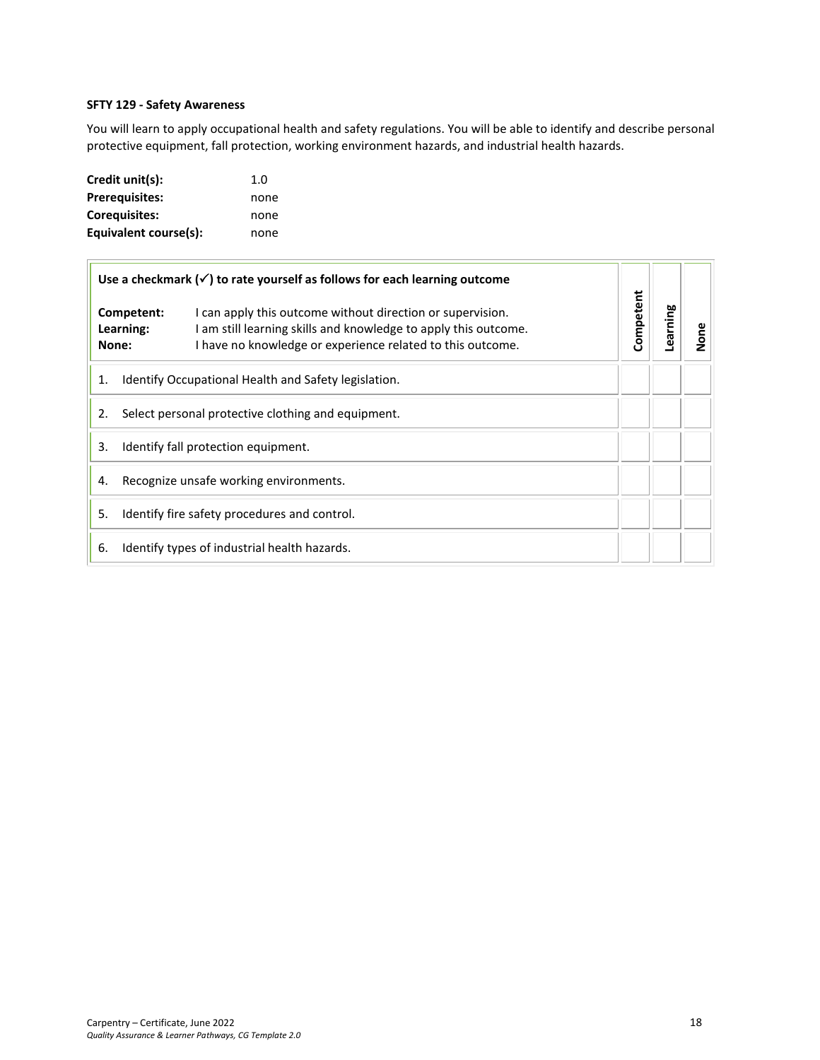**SFTY 129 - Safety Awareness**

You will learn to apply occupational health and safety regulations. You will be able to identify and describe personal protective equipment, fall protection, working environment hazards, and industrial health hazards.

| | |
|---|---|
| **Credit unit(s):** | 1.0 |
| **Prerequisites:** | none |
| **Corequisites:** | none |
| **Equivalent course(s):** | none |

| **Use a checkmark (✓) to rate yourself as follows for each learning outcome**<br><br>**Competent:** I can apply this outcome without direction or supervision.<br>**Learning:** I am still learning skills and knowledge to apply this outcome.<br>**None:** I have no knowledge or experience related to this outcome. | **Competent** | **Learning** | **None** |
|---|---|---|---|
| 1. Identify Occupational Health and Safety legislation. | | | |
| 2. Select personal protective clothing and equipment. | | | |
| 3. Identify fall protection equipment. | | | |
| 4. Recognize unsafe working environments. | | | |
| 5. Identify fire safety procedures and control. | | | |
| 6. Identify types of industrial health hazards. | | | |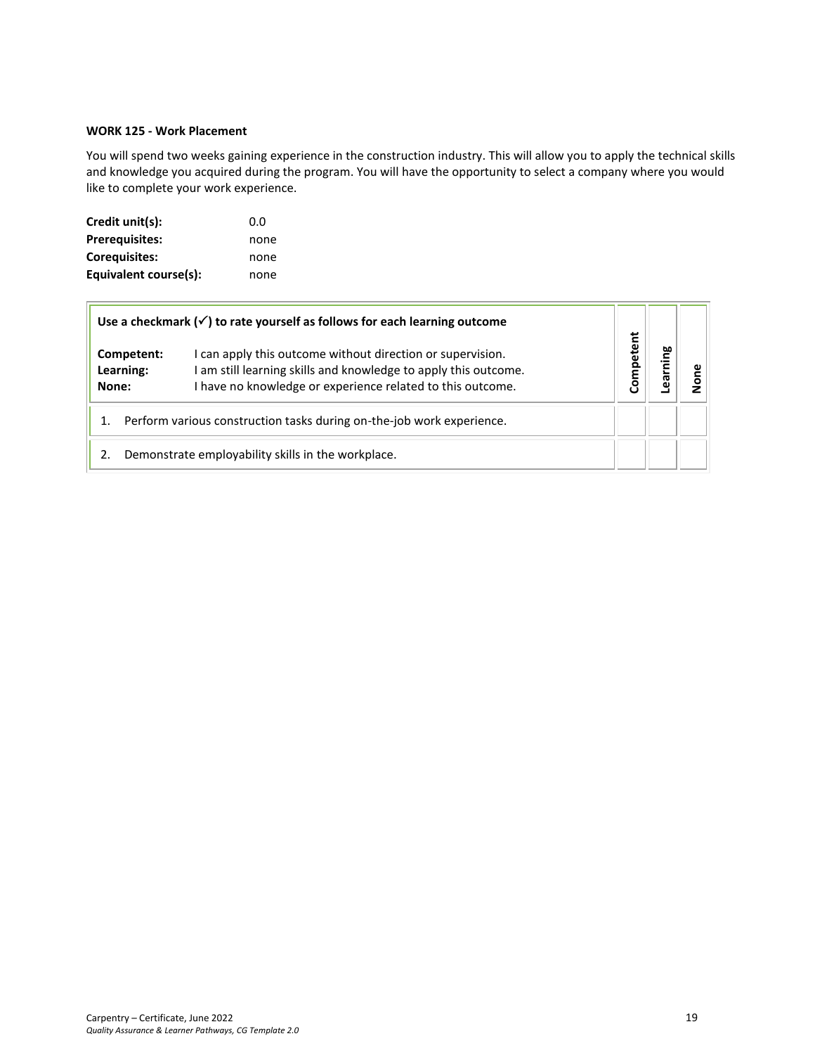**WORK 125 - Work Placement**

You will spend two weeks gaining experience in the construction industry. This will allow you to apply the technical skills and knowledge you acquired during the program. You will have the opportunity to select a company where you would like to complete your work experience.

| | |
|---|---|
| **Credit unit(s):** | 0.0 |
| **Prerequisites:** | none |
| **Corequisites:** | none |
| **Equivalent course(s):** | none |

| **Use a checkmark (✓) to rate yourself as follows for each learning outcome**<br><br>**Competent:** I can apply this outcome without direction or supervision.<br>**Learning:** I am still learning skills and knowledge to apply this outcome.<br>**None:** I have no knowledge or experience related to this outcome. | **Competent** | **Learning** | **None** |
|---|---|---|---|
| 1. Perform various construction tasks during on-the-job work experience. | | | |
| 2. Demonstrate employability skills in the workplace. | | | |